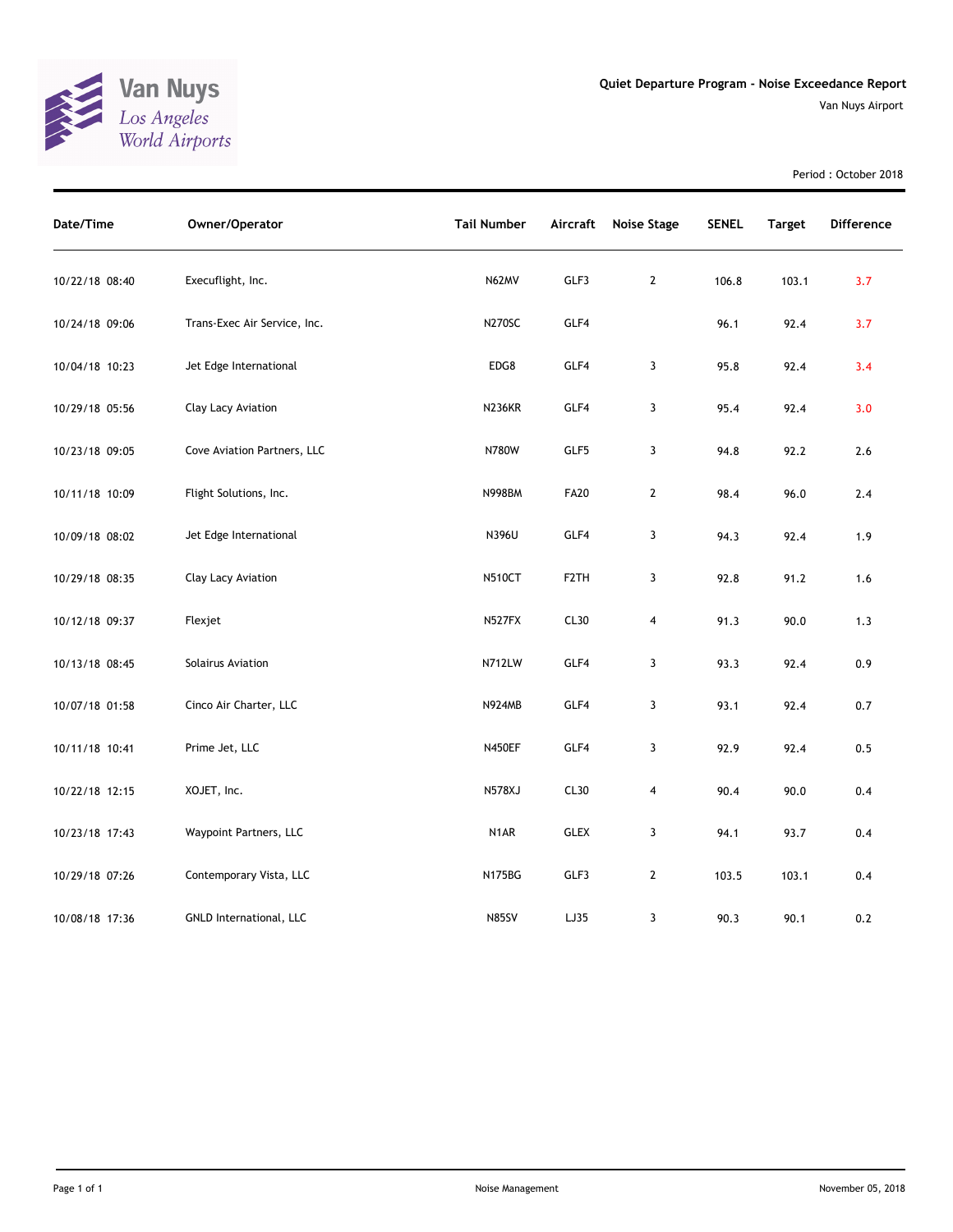Van Nuys
Los Angeles World Airports

## Quiet Departure Program - Noise Exceedance Report

Van Nuys Airport

Period : October 2018

| Date/Time | Owner/Operator | Tail Number | Aircraft | Noise Stage | SENEL | Target | Difference |
|---|---|---|---|---|---|---|---|
| 10/22/18 08:40 | Execuflight, Inc. | N62MV | GLF3 | 2 | 106.8 | 103.1 | 3.7 |
| 10/24/18 09:06 | Trans-Exec Air Service, Inc. | N270SC | GLF4 | | 96.1 | 92.4 | 3.7 |
| 10/04/18 10:23 | Jet Edge International | EDG8 | GLF4 | 3 | 95.8 | 92.4 | 3.4 |
| 10/29/18 05:56 | Clay Lacy Aviation | N236KR | GLF4 | 3 | 95.4 | 92.4 | 3.0 |
| 10/23/18 09:05 | Cove Aviation Partners, LLC | N780W | GLF5 | 3 | 94.8 | 92.2 | 2.6 |
| 10/11/18 10:09 | Flight Solutions, Inc. | N998BM | FA20 | 2 | 98.4 | 96.0 | 2.4 |
| 10/09/18 08:02 | Jet Edge International | N396U | GLF4 | 3 | 94.3 | 92.4 | 1.9 |
| 10/29/18 08:35 | Clay Lacy Aviation | N510CT | F2TH | 3 | 92.8 | 91.2 | 1.6 |
| 10/12/18 09:37 | Flexjet | N527FX | CL30 | 4 | 91.3 | 90.0 | 1.3 |
| 10/13/18 08:45 | Solairus Aviation | N712LW | GLF4 | 3 | 93.3 | 92.4 | 0.9 |
| 10/07/18 01:58 | Cinco Air Charter, LLC | N924MB | GLF4 | 3 | 93.1 | 92.4 | 0.7 |
| 10/11/18 10:41 | Prime Jet, LLC | N450EF | GLF4 | 3 | 92.9 | 92.4 | 0.5 |
| 10/22/18 12:15 | XOJET, Inc. | N578XJ | CL30 | 4 | 90.4 | 90.0 | 0.4 |
| 10/23/18 17:43 | Waypoint Partners, LLC | N1AR | GLEX | 3 | 94.1 | 93.7 | 0.4 |
| 10/29/18 07:26 | Contemporary Vista, LLC | N175BG | GLF3 | 2 | 103.5 | 103.1 | 0.4 |
| 10/08/18 17:36 | GNLD International, LLC | N85SV | LJ35 | 3 | 90.3 | 90.1 | 0.2 |

Noise Management

November 05, 2018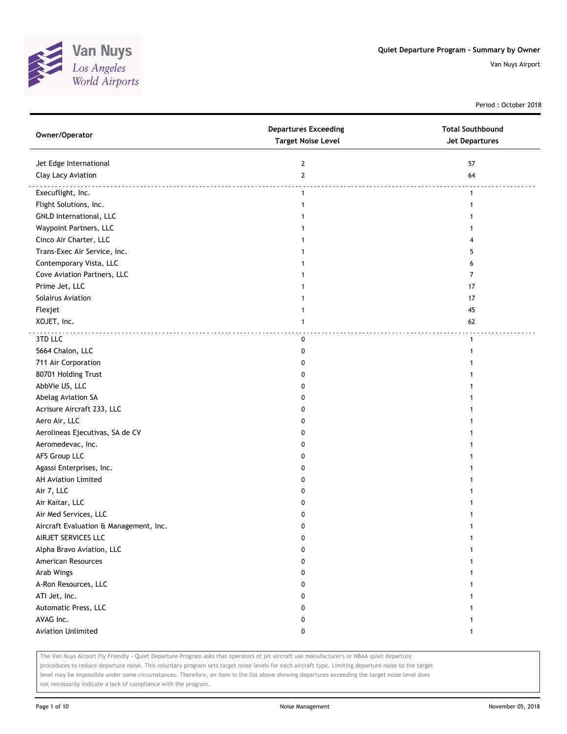# Quiet Departure Program - Summary by Owner

Van Nuys Airport

Period : October 2018

| Owner/Operator | Departures Exceeding Target Noise Level | Total Southbound Jet Departures |
|---|---|---|
| Jet Edge International | 2 | 57 |
| Clay Lacy Aviation | 2 | 64 |
| Execuflight, Inc. | 1 | 1 |
| Flight Solutions, Inc. | 1 | 1 |
| GNLD International, LLC | 1 | 1 |
| Waypoint Partners, LLC | 1 | 1 |
| Cinco Air Charter, LLC | 1 | 4 |
| Trans-Exec Air Service, Inc. | 1 | 5 |
| Contemporary Vista, LLC | 1 | 6 |
| Cove Aviation Partners, LLC | 1 | 7 |
| Prime Jet, LLC | 1 | 17 |
| Solairus Aviation | 1 | 17 |
| Flexjet | 1 | 45 |
| XOJET, Inc. | 1 | 62 |
| 3TD LLC | 0 | 1 |
| 5664 Chalon, LLC | 0 | 1 |
| 711 Air Corporation | 0 | 1 |
| 80701 Holding Trust | 0 | 1 |
| AbbVie US, LLC | 0 | 1 |
| Abelag Aviation SA | 0 | 1 |
| Acrisure Aircraft 233, LLC | 0 | 1 |
| Aero Air, LLC | 0 | 1 |
| Aerolineas Ejecutivas, SA de CV | 0 | 1 |
| Aeromedevac, Inc. | 0 | 1 |
| AFS Group LLC | 0 | 1 |
| Agassi Enterprises, Inc. | 0 | 1 |
| AH Aviation Limited | 0 | 1 |
| Air 7, LLC | 0 | 1 |
| Air Kaitar, LLC | 0 | 1 |
| Air Med Services, LLC | 0 | 1 |
| Aircraft Evaluation & Management, Inc. | 0 | 1 |
| AIRJET SERVICES LLC | 0 | 1 |
| Alpha Bravo Aviation, LLC | 0 | 1 |
| American Resources | 0 | 1 |
| Arab Wings | 0 | 1 |
| A-Ron Resources, LLC | 0 | 1 |
| ATI Jet, Inc. | 0 | 1 |
| Automatic Press, LLC | 0 | 1 |
| AVAG Inc. | 0 | 1 |
| Aviation Unlimited | 0 | 1 |

The Van Nuys Airport Fly Friendly - Quiet Departure Program asks that operators of jet aircraft use manufacturer's or NBAA quiet departure procedures to reduce departure noise. This voluntary program sets target noise levels for each aircraft type. Limiting departure noise to the target level may be impossible under some circumstances. Therefore, an item in the list above showing departures exceeding the target noise level does not necessarily indicate a lack of compliance with the program.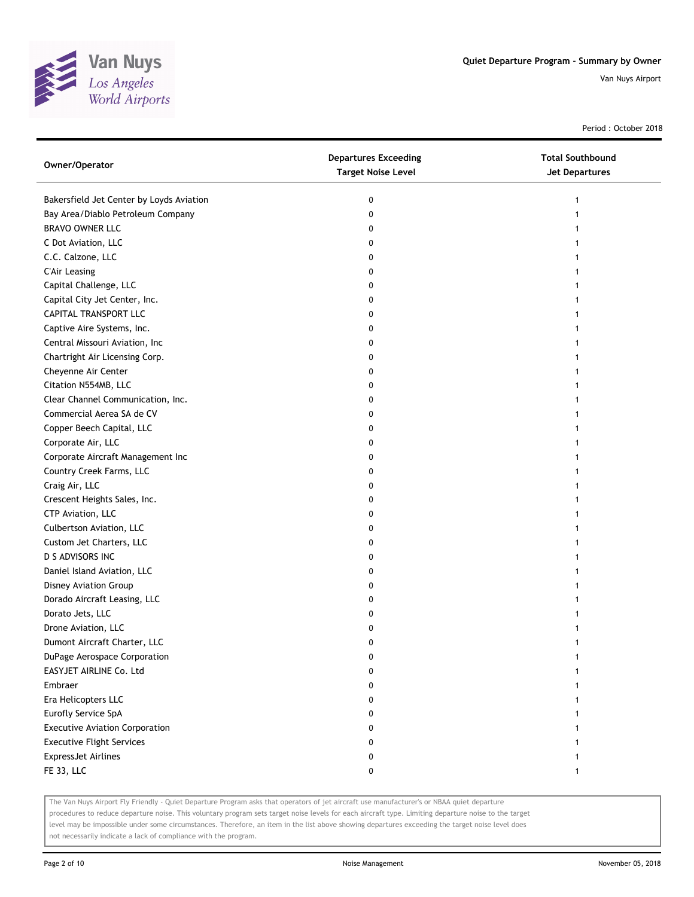Quiet Departure Program - Summary by Owner

Van Nuys Airport

Period : October 2018

| Owner/Operator | Departures Exceeding Target Noise Level | Total Southbound Jet Departures |
|---|---|---|
| Bakersfield Jet Center by Loyds Aviation | 0 | 1 |
| Bay Area/Diablo Petroleum Company | 0 | 1 |
| BRAVO OWNER LLC | 0 | 1 |
| C Dot Aviation, LLC | 0 | 1 |
| C.C. Calzone, LLC | 0 | 1 |
| C'Air Leasing | 0 | 1 |
| Capital Challenge, LLC | 0 | 1 |
| Capital City Jet Center, Inc. | 0 | 1 |
| CAPITAL TRANSPORT LLC | 0 | 1 |
| Captive Aire Systems, Inc. | 0 | 1 |
| Central Missouri Aviation, Inc | 0 | 1 |
| Chartright Air Licensing Corp. | 0 | 1 |
| Cheyenne Air Center | 0 | 1 |
| Citation N554MB, LLC | 0 | 1 |
| Clear Channel Communication, Inc. | 0 | 1 |
| Commercial Aerea SA de CV | 0 | 1 |
| Copper Beech Capital, LLC | 0 | 1 |
| Corporate Air, LLC | 0 | 1 |
| Corporate Aircraft Management Inc | 0 | 1 |
| Country Creek Farms, LLC | 0 | 1 |
| Craig Air, LLC | 0 | 1 |
| Crescent Heights Sales, Inc. | 0 | 1 |
| CTP Aviation, LLC | 0 | 1 |
| Culbertson Aviation, LLC | 0 | 1 |
| Custom Jet Charters, LLC | 0 | 1 |
| D S ADVISORS INC | 0 | 1 |
| Daniel Island Aviation, LLC | 0 | 1 |
| Disney Aviation Group | 0 | 1 |
| Dorado Aircraft Leasing, LLC | 0 | 1 |
| Dorato Jets, LLC | 0 | 1 |
| Drone Aviation, LLC | 0 | 1 |
| Dumont Aircraft Charter, LLC | 0 | 1 |
| DuPage Aerospace Corporation | 0 | 1 |
| EASYJET AIRLINE Co. Ltd | 0 | 1 |
| Embraer | 0 | 1 |
| Era Helicopters LLC | 0 | 1 |
| Eurofly Service SpA | 0 | 1 |
| Executive Aviation Corporation | 0 | 1 |
| Executive Flight Services | 0 | 1 |
| ExpressJet Airlines | 0 | 1 |
| FE 33, LLC | 0 | 1 |

The Van Nuys Airport Fly Friendly - Quiet Departure Program asks that operators of jet aircraft use manufacturer's or NBAA quiet departure procedures to reduce departure noise. This voluntary program sets target noise levels for each aircraft type. Limiting departure noise to the target level may be impossible under some circumstances. Therefore, an item in the list above showing departures exceeding the target noise level does not necessarily indicate a lack of compliance with the program.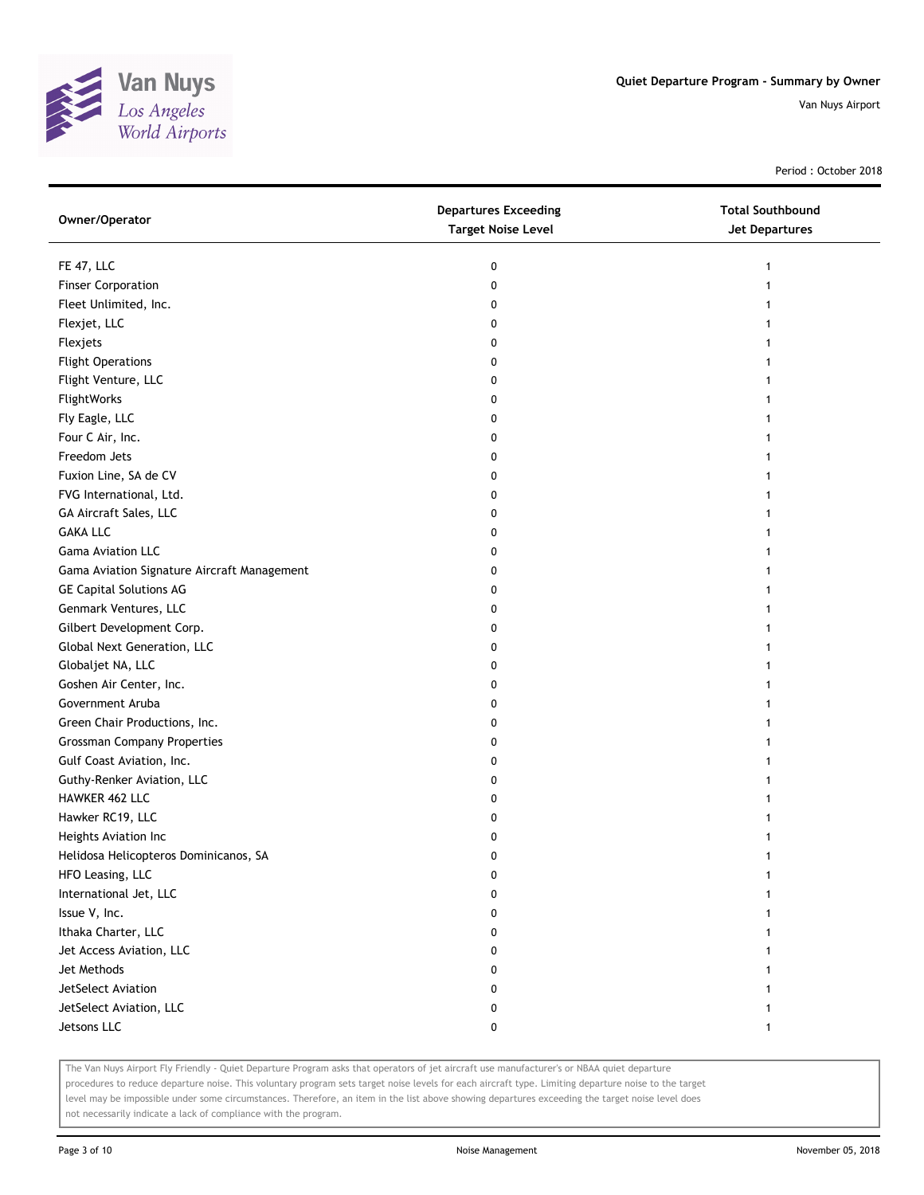Quiet Departure Program - Summary by Owner

Van Nuys Airport

Period : October 2018

| Owner/Operator | Departures Exceeding Target Noise Level | Total Southbound Jet Departures |
|---|---|---|
| FE 47, LLC | 0 | 1 |
| Finser Corporation | 0 | 1 |
| Fleet Unlimited, Inc. | 0 | 1 |
| Flexjet, LLC | 0 | 1 |
| Flexjets | 0 | 1 |
| Flight Operations | 0 | 1 |
| Flight Venture, LLC | 0 | 1 |
| FlightWorks | 0 | 1 |
| Fly Eagle, LLC | 0 | 1 |
| Four C Air, Inc. | 0 | 1 |
| Freedom Jets | 0 | 1 |
| Fuxion Line, SA de CV | 0 | 1 |
| FVG International, Ltd. | 0 | 1 |
| GA Aircraft Sales, LLC | 0 | 1 |
| GAKA LLC | 0 | 1 |
| Gama Aviation LLC | 0 | 1 |
| Gama Aviation Signature Aircraft Management | 0 | 1 |
| GE Capital Solutions AG | 0 | 1 |
| Genmark Ventures, LLC | 0 | 1 |
| Gilbert Development Corp. | 0 | 1 |
| Global Next Generation, LLC | 0 | 1 |
| Globaljet NA, LLC | 0 | 1 |
| Goshen Air Center, Inc. | 0 | 1 |
| Government Aruba | 0 | 1 |
| Green Chair Productions, Inc. | 0 | 1 |
| Grossman Company Properties | 0 | 1 |
| Gulf Coast Aviation, Inc. | 0 | 1 |
| Guthy-Renker Aviation, LLC | 0 | 1 |
| HAWKER 462 LLC | 0 | 1 |
| Hawker RC19, LLC | 0 | 1 |
| Heights Aviation Inc | 0 | 1 |
| Helidosa Helicopteros Dominicanos, SA | 0 | 1 |
| HFO Leasing, LLC | 0 | 1 |
| International Jet, LLC | 0 | 1 |
| Issue V, Inc. | 0 | 1 |
| Ithaka Charter, LLC | 0 | 1 |
| Jet Access Aviation, LLC | 0 | 1 |
| Jet Methods | 0 | 1 |
| JetSelect Aviation | 0 | 1 |
| JetSelect Aviation, LLC | 0 | 1 |
| Jetsons LLC | 0 | 1 |

The Van Nuys Airport Fly Friendly - Quiet Departure Program asks that operators of jet aircraft use manufacturer's or NBAA quiet departure procedures to reduce departure noise. This voluntary program sets target noise levels for each aircraft type. Limiting departure noise to the target level may be impossible under some circumstances. Therefore, an item in the list above showing departures exceeding the target noise level does not necessarily indicate a lack of compliance with the program.

Noise Management

November 05, 2018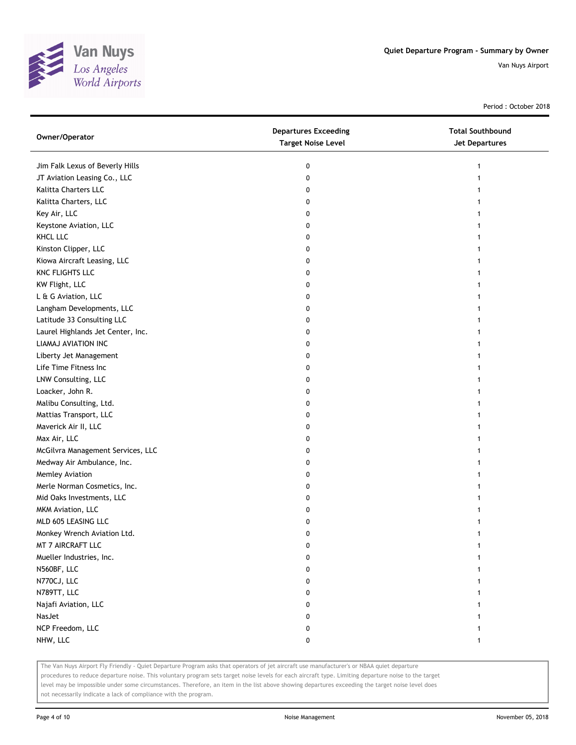Quiet Departure Program - Summary by Owner

Van Nuys Airport

Period : October 2018

| Owner/Operator | Departures Exceeding Target Noise Level | Total Southbound Jet Departures |
|---|---|---|
| Jim Falk Lexus of Beverly Hills | 0 | 1 |
| JT Aviation Leasing Co., LLC | 0 | 1 |
| Kalitta Charters LLC | 0 | 1 |
| Kalitta Charters, LLC | 0 | 1 |
| Key Air, LLC | 0 | 1 |
| Keystone Aviation, LLC | 0 | 1 |
| KHCL LLC | 0 | 1 |
| Kinston Clipper, LLC | 0 | 1 |
| Kiowa Aircraft Leasing, LLC | 0 | 1 |
| KNC FLIGHTS LLC | 0 | 1 |
| KW Flight, LLC | 0 | 1 |
| L & G Aviation, LLC | 0 | 1 |
| Langham Developments, LLC | 0 | 1 |
| Latitude 33 Consulting LLC | 0 | 1 |
| Laurel Highlands Jet Center, Inc. | 0 | 1 |
| LIAMAJ AVIATION INC | 0 | 1 |
| Liberty Jet Management | 0 | 1 |
| Life Time Fitness Inc | 0 | 1 |
| LNW Consulting, LLC | 0 | 1 |
| Loacker, John R. | 0 | 1 |
| Malibu Consulting, Ltd. | 0 | 1 |
| Mattias Transport, LLC | 0 | 1 |
| Maverick Air II, LLC | 0 | 1 |
| Max Air, LLC | 0 | 1 |
| McGilvra Management Services, LLC | 0 | 1 |
| Medway Air Ambulance, Inc. | 0 | 1 |
| Memley Aviation | 0 | 1 |
| Merle Norman Cosmetics, Inc. | 0 | 1 |
| Mid Oaks Investments, LLC | 0 | 1 |
| MKM Aviation, LLC | 0 | 1 |
| MLD 605 LEASING LLC | 0 | 1 |
| Monkey Wrench Aviation Ltd. | 0 | 1 |
| MT 7 AIRCRAFT LLC | 0 | 1 |
| Mueller Industries, Inc. | 0 | 1 |
| N560BF, LLC | 0 | 1 |
| N770CJ, LLC | 0 | 1 |
| N789TT, LLC | 0 | 1 |
| Najafi Aviation, LLC | 0 | 1 |
| NasJet | 0 | 1 |
| NCP Freedom, LLC | 0 | 1 |
| NHW, LLC | 0 | 1 |

The Van Nuys Airport Fly Friendly - Quiet Departure Program asks that operators of jet aircraft use manufacturer's or NBAA quiet departure procedures to reduce departure noise. This voluntary program sets target noise levels for each aircraft type. Limiting departure noise to the target level may be impossible under some circumstances. Therefore, an item in the list above showing departures exceeding the target noise level does not necessarily indicate a lack of compliance with the program.

Noise Management

November 05, 2018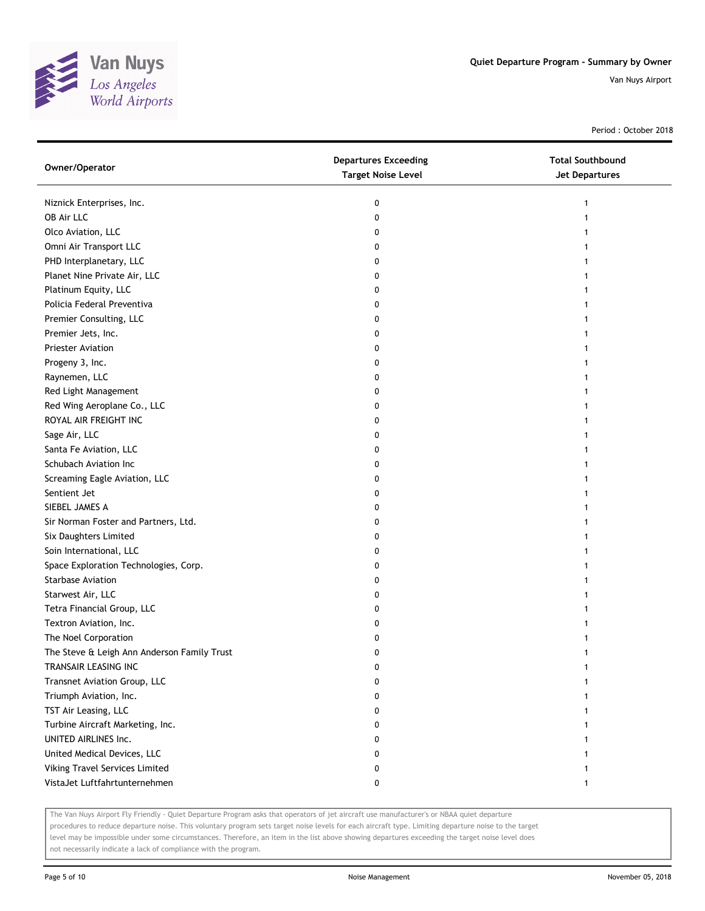Quiet Departure Program - Summary by Owner

Van Nuys Airport

Period : October 2018

| Owner/Operator | Departures Exceeding Target Noise Level | Total Southbound Jet Departures |
|---|---|---|
| Niznick Enterprises, Inc. | 0 | 1 |
| OB Air LLC | 0 | 1 |
| Olco Aviation, LLC | 0 | 1 |
| Omni Air Transport LLC | 0 | 1 |
| PHD Interplanetary, LLC | 0 | 1 |
| Planet Nine Private Air, LLC | 0 | 1 |
| Platinum Equity, LLC | 0 | 1 |
| Policia Federal Preventiva | 0 | 1 |
| Premier Consulting, LLC | 0 | 1 |
| Premier Jets, Inc. | 0 | 1 |
| Priester Aviation | 0 | 1 |
| Progeny 3, Inc. | 0 | 1 |
| Raynemen, LLC | 0 | 1 |
| Red Light Management | 0 | 1 |
| Red Wing Aeroplane Co., LLC | 0 | 1 |
| ROYAL AIR FREIGHT INC | 0 | 1 |
| Sage Air, LLC | 0 | 1 |
| Santa Fe Aviation, LLC | 0 | 1 |
| Schubach Aviation Inc | 0 | 1 |
| Screaming Eagle Aviation, LLC | 0 | 1 |
| Sentient Jet | 0 | 1 |
| SIEBEL JAMES A | 0 | 1 |
| Sir Norman Foster and Partners, Ltd. | 0 | 1 |
| Six Daughters Limited | 0 | 1 |
| Soin International, LLC | 0 | 1 |
| Space Exploration Technologies, Corp. | 0 | 1 |
| Starbase Aviation | 0 | 1 |
| Starwest Air, LLC | 0 | 1 |
| Tetra Financial Group, LLC | 0 | 1 |
| Textron Aviation, Inc. | 0 | 1 |
| The Noel Corporation | 0 | 1 |
| The Steve & Leigh Ann Anderson Family Trust | 0 | 1 |
| TRANSAIR LEASING INC | 0 | 1 |
| Transnet Aviation Group, LLC | 0 | 1 |
| Triumph Aviation, Inc. | 0 | 1 |
| TST Air Leasing, LLC | 0 | 1 |
| Turbine Aircraft Marketing, Inc. | 0 | 1 |
| UNITED AIRLINES Inc. | 0 | 1 |
| United Medical Devices, LLC | 0 | 1 |
| Viking Travel Services Limited | 0 | 1 |
| VistaJet Luftfahrtunternehmen | 0 | 1 |

The Van Nuys Airport Fly Friendly - Quiet Departure Program asks that operators of jet aircraft use manufacturer's or NBAA quiet departure procedures to reduce departure noise. This voluntary program sets target noise levels for each aircraft type. Limiting departure noise to the target level may be impossible under some circumstances. Therefore, an item in the list above showing departures exceeding the target noise level does not necessarily indicate a lack of compliance with the program.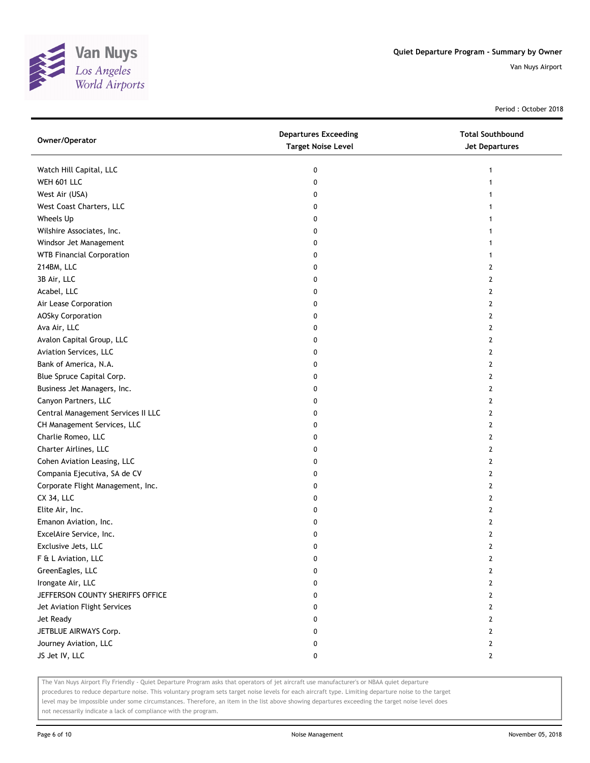# Quiet Departure Program - Summary by Owner

Van Nuys Airport

Period : October 2018

| Owner/Operator | Departures Exceeding Target Noise Level | Total Southbound Jet Departures |
| --- | --- | --- |
| Watch Hill Capital, LLC | 0 | 1 |
| WEH 601 LLC | 0 | 1 |
| West Air (USA) | 0 | 1 |
| West Coast Charters, LLC | 0 | 1 |
| Wheels Up | 0 | 1 |
| Wilshire Associates, Inc. | 0 | 1 |
| Windsor Jet Management | 0 | 1 |
| WTB Financial Corporation | 0 | 1 |
| 214BM, LLC | 0 | 2 |
| 3B Air, LLC | 0 | 2 |
| Acabel, LLC | 0 | 2 |
| Air Lease Corporation | 0 | 2 |
| AOSky Corporation | 0 | 2 |
| Ava Air, LLC | 0 | 2 |
| Avalon Capital Group, LLC | 0 | 2 |
| Aviation Services, LLC | 0 | 2 |
| Bank of America, N.A. | 0 | 2 |
| Blue Spruce Capital Corp. | 0 | 2 |
| Business Jet Managers, Inc. | 0 | 2 |
| Canyon Partners, LLC | 0 | 2 |
| Central Management Services II LLC | 0 | 2 |
| CH Management Services, LLC | 0 | 2 |
| Charlie Romeo, LLC | 0 | 2 |
| Charter Airlines, LLC | 0 | 2 |
| Cohen Aviation Leasing, LLC | 0 | 2 |
| Compania Ejecutiva, SA de CV | 0 | 2 |
| Corporate Flight Management, Inc. | 0 | 2 |
| CX 34, LLC | 0 | 2 |
| Elite Air, Inc. | 0 | 2 |
| Emanon Aviation, Inc. | 0 | 2 |
| ExcelAire Service, Inc. | 0 | 2 |
| Exclusive Jets, LLC | 0 | 2 |
| F & L Aviation, LLC | 0 | 2 |
| GreenEagles, LLC | 0 | 2 |
| Irongate Air, LLC | 0 | 2 |
| JEFFERSON COUNTY SHERIFFS OFFICE | 0 | 2 |
| Jet Aviation Flight Services | 0 | 2 |
| Jet Ready | 0 | 2 |
| JETBLUE AIRWAYS Corp. | 0 | 2 |
| Journey Aviation, LLC | 0 | 2 |
| JS Jet IV, LLC | 0 | 2 |

The Van Nuys Airport Fly Friendly - Quiet Departure Program asks that operators of jet aircraft use manufacturer's or NBAA quiet departure procedures to reduce departure noise. This voluntary program sets target noise levels for each aircraft type. Limiting departure noise to the target level may be impossible under some circumstances. Therefore, an item in the list above showing departures exceeding the target noise level does not necessarily indicate a lack of compliance with the program.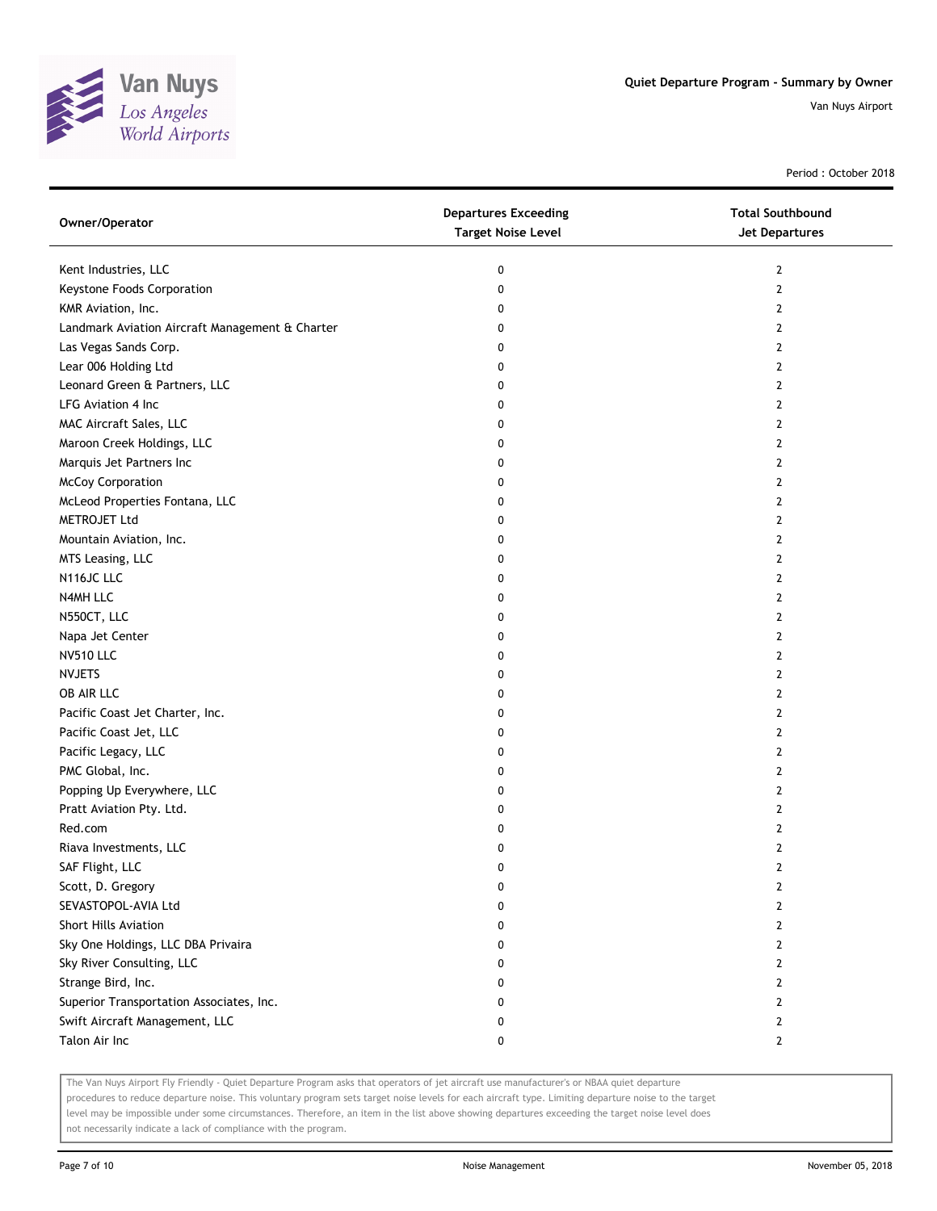Quiet Departure Program - Summary by Owner

Van Nuys Airport

Period : October 2018

| Owner/Operator | Departures Exceeding Target Noise Level | Total Southbound Jet Departures |
| --- | --- | --- |
| Kent Industries, LLC | 0 | 2 |
| Keystone Foods Corporation | 0 | 2 |
| KMR Aviation, Inc. | 0 | 2 |
| Landmark Aviation Aircraft Management & Charter | 0 | 2 |
| Las Vegas Sands Corp. | 0 | 2 |
| Lear 006 Holding Ltd | 0 | 2 |
| Leonard Green & Partners, LLC | 0 | 2 |
| LFG Aviation 4 Inc | 0 | 2 |
| MAC Aircraft Sales, LLC | 0 | 2 |
| Maroon Creek Holdings, LLC | 0 | 2 |
| Marquis Jet Partners Inc | 0 | 2 |
| McCoy Corporation | 0 | 2 |
| McLeod Properties Fontana, LLC | 0 | 2 |
| METROJET Ltd | 0 | 2 |
| Mountain Aviation, Inc. | 0 | 2 |
| MTS Leasing, LLC | 0 | 2 |
| N116JC LLC | 0 | 2 |
| N4MH LLC | 0 | 2 |
| N550CT, LLC | 0 | 2 |
| Napa Jet Center | 0 | 2 |
| NV510 LLC | 0 | 2 |
| NVJETS | 0 | 2 |
| OB AIR LLC | 0 | 2 |
| Pacific Coast Jet Charter, Inc. | 0 | 2 |
| Pacific Coast Jet, LLC | 0 | 2 |
| Pacific Legacy, LLC | 0 | 2 |
| PMC Global, Inc. | 0 | 2 |
| Popping Up Everywhere, LLC | 0 | 2 |
| Pratt Aviation Pty. Ltd. | 0 | 2 |
| Red.com | 0 | 2 |
| Riava Investments, LLC | 0 | 2 |
| SAF Flight, LLC | 0 | 2 |
| Scott, D. Gregory | 0 | 2 |
| SEVASTOPOL-AVIA Ltd | 0 | 2 |
| Short Hills Aviation | 0 | 2 |
| Sky One Holdings, LLC DBA Privaira | 0 | 2 |
| Sky River Consulting, LLC | 0 | 2 |
| Strange Bird, Inc. | 0 | 2 |
| Superior Transportation Associates, Inc. | 0 | 2 |
| Swift Aircraft Management, LLC | 0 | 2 |
| Talon Air Inc | 0 | 2 |

The Van Nuys Airport Fly Friendly - Quiet Departure Program asks that operators of jet aircraft use manufacturer's or NBAA quiet departure procedures to reduce departure noise. This voluntary program sets target noise levels for each aircraft type. Limiting departure noise to the target level may be impossible under some circumstances. Therefore, an item in the list above showing departures exceeding the target noise level does not necessarily indicate a lack of compliance with the program.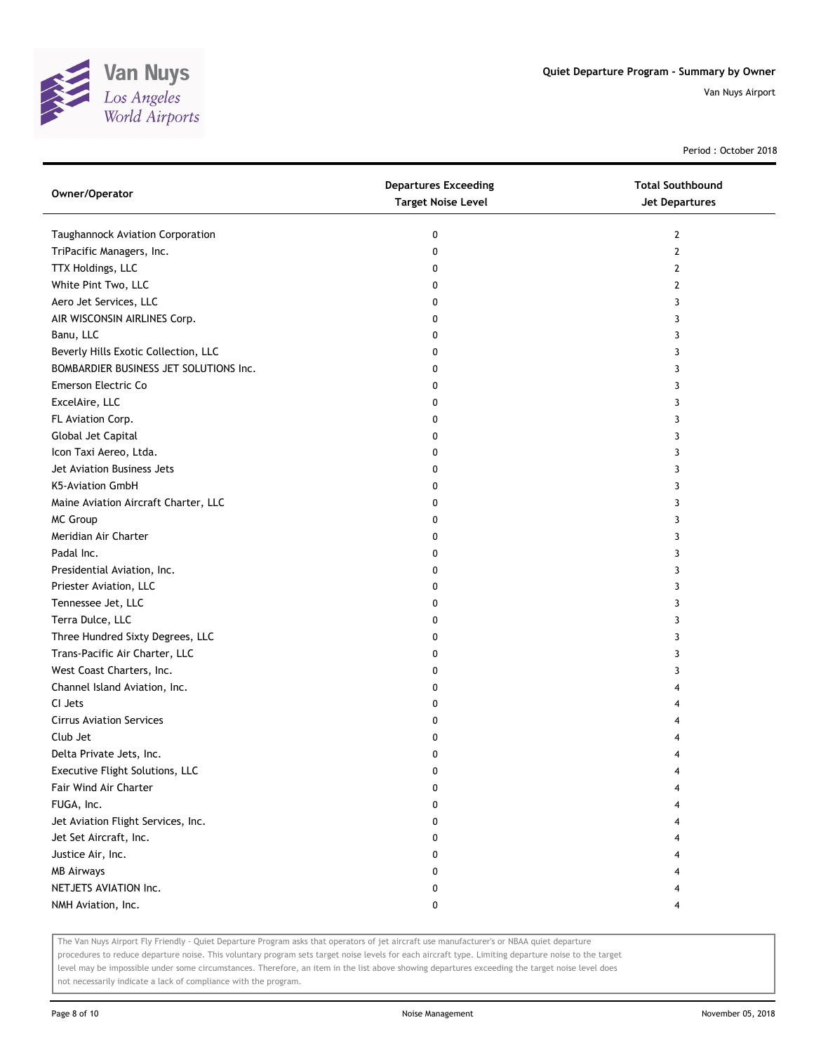Quiet Departure Program - Summary by Owner

Van Nuys Airport

Period : October 2018

| Owner/Operator | Departures Exceeding Target Noise Level | Total Southbound Jet Departures |
|---|---|---|
| Taughannock Aviation Corporation | 0 | 2 |
| TriPacific Managers, Inc. | 0 | 2 |
| TTX Holdings, LLC | 0 | 2 |
| White Pint Two, LLC | 0 | 2 |
| Aero Jet Services, LLC | 0 | 3 |
| AIR WISCONSIN AIRLINES Corp. | 0 | 3 |
| Banu, LLC | 0 | 3 |
| Beverly Hills Exotic Collection, LLC | 0 | 3 |
| BOMBARDIER BUSINESS JET SOLUTIONS Inc. | 0 | 3 |
| Emerson Electric Co | 0 | 3 |
| ExcelAire, LLC | 0 | 3 |
| FL Aviation Corp. | 0 | 3 |
| Global Jet Capital | 0 | 3 |
| Icon Taxi Aereo, Ltda. | 0 | 3 |
| Jet Aviation Business Jets | 0 | 3 |
| K5-Aviation GmbH | 0 | 3 |
| Maine Aviation Aircraft Charter, LLC | 0 | 3 |
| MC Group | 0 | 3 |
| Meridian Air Charter | 0 | 3 |
| Padal Inc. | 0 | 3 |
| Presidential Aviation, Inc. | 0 | 3 |
| Priester Aviation, LLC | 0 | 3 |
| Tennessee Jet, LLC | 0 | 3 |
| Terra Dulce, LLC | 0 | 3 |
| Three Hundred Sixty Degrees, LLC | 0 | 3 |
| Trans-Pacific Air Charter, LLC | 0 | 3 |
| West Coast Charters, Inc. | 0 | 3 |
| Channel Island Aviation, Inc. | 0 | 4 |
| CI Jets | 0 | 4 |
| Cirrus Aviation Services | 0 | 4 |
| Club Jet | 0 | 4 |
| Delta Private Jets, Inc. | 0 | 4 |
| Executive Flight Solutions, LLC | 0 | 4 |
| Fair Wind Air Charter | 0 | 4 |
| FUGA, Inc. | 0 | 4 |
| Jet Aviation Flight Services, Inc. | 0 | 4 |
| Jet Set Aircraft, Inc. | 0 | 4 |
| Justice Air, Inc. | 0 | 4 |
| MB Airways | 0 | 4 |
| NETJETS AVIATION Inc. | 0 | 4 |
| NMH Aviation, Inc. | 0 | 4 |

The Van Nuys Airport Fly Friendly - Quiet Departure Program asks that operators of jet aircraft use manufacturer's or NBAA quiet departure procedures to reduce departure noise. This voluntary program sets target noise levels for each aircraft type. Limiting departure noise to the target level may be impossible under some circumstances. Therefore, an item in the list above showing departures exceeding the target noise level does not necessarily indicate a lack of compliance with the program.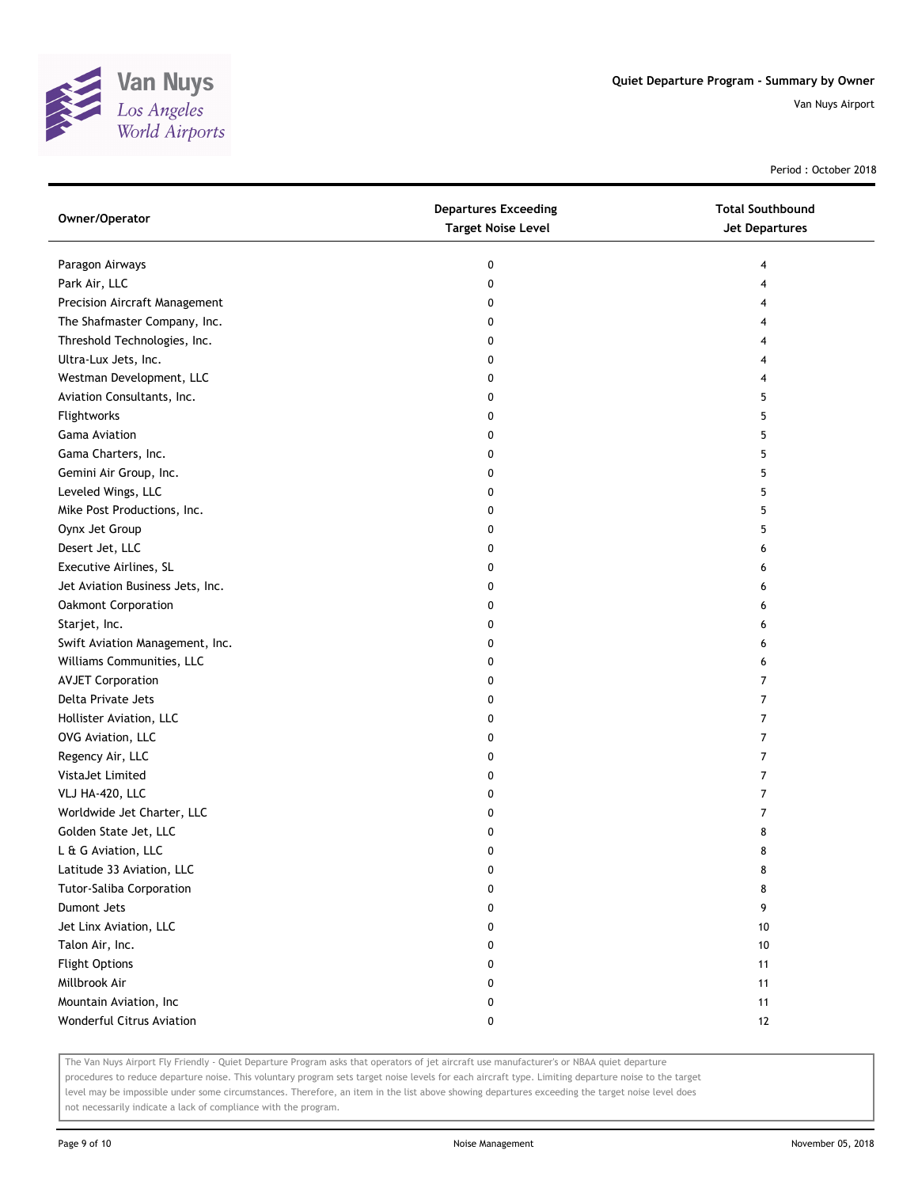# Quiet Departure Program - Summary by Owner

Van Nuys Airport

Period : October 2018

| Owner/Operator | Departures Exceeding Target Noise Level | Total Southbound Jet Departures |
|---|---|---|
| Paragon Airways | 0 | 4 |
| Park Air, LLC | 0 | 4 |
| Precision Aircraft Management | 0 | 4 |
| The Shafmaster Company, Inc. | 0 | 4 |
| Threshold Technologies, Inc. | 0 | 4 |
| Ultra-Lux Jets, Inc. | 0 | 4 |
| Westman Development, LLC | 0 | 4 |
| Aviation Consultants, Inc. | 0 | 5 |
| Flightworks | 0 | 5 |
| Gama Aviation | 0 | 5 |
| Gama Charters, Inc. | 0 | 5 |
| Gemini Air Group, Inc. | 0 | 5 |
| Leveled Wings, LLC | 0 | 5 |
| Mike Post Productions, Inc. | 0 | 5 |
| Oynx Jet Group | 0 | 5 |
| Desert Jet, LLC | 0 | 6 |
| Executive Airlines, SL | 0 | 6 |
| Jet Aviation Business Jets, Inc. | 0 | 6 |
| Oakmont Corporation | 0 | 6 |
| Starjet, Inc. | 0 | 6 |
| Swift Aviation Management, Inc. | 0 | 6 |
| Williams Communities, LLC | 0 | 6 |
| AVJET Corporation | 0 | 7 |
| Delta Private Jets | 0 | 7 |
| Hollister Aviation, LLC | 0 | 7 |
| OVG Aviation, LLC | 0 | 7 |
| Regency Air, LLC | 0 | 7 |
| VistaJet Limited | 0 | 7 |
| VLJ HA-420, LLC | 0 | 7 |
| Worldwide Jet Charter, LLC | 0 | 7 |
| Golden State Jet, LLC | 0 | 8 |
| L & G Aviation, LLC | 0 | 8 |
| Latitude 33 Aviation, LLC | 0 | 8 |
| Tutor-Saliba Corporation | 0 | 8 |
| Dumont Jets | 0 | 9 |
| Jet Linx Aviation, LLC | 0 | 10 |
| Talon Air, Inc. | 0 | 10 |
| Flight Options | 0 | 11 |
| Millbrook Air | 0 | 11 |
| Mountain Aviation, Inc | 0 | 11 |
| Wonderful Citrus Aviation | 0 | 12 |

The Van Nuys Airport Fly Friendly - Quiet Departure Program asks that operators of jet aircraft use manufacturer's or NBAA quiet departure procedures to reduce departure noise. This voluntary program sets target noise levels for each aircraft type. Limiting departure noise to the target level may be impossible under some circumstances. Therefore, an item in the list above showing departures exceeding the target noise level does not necessarily indicate a lack of compliance with the program.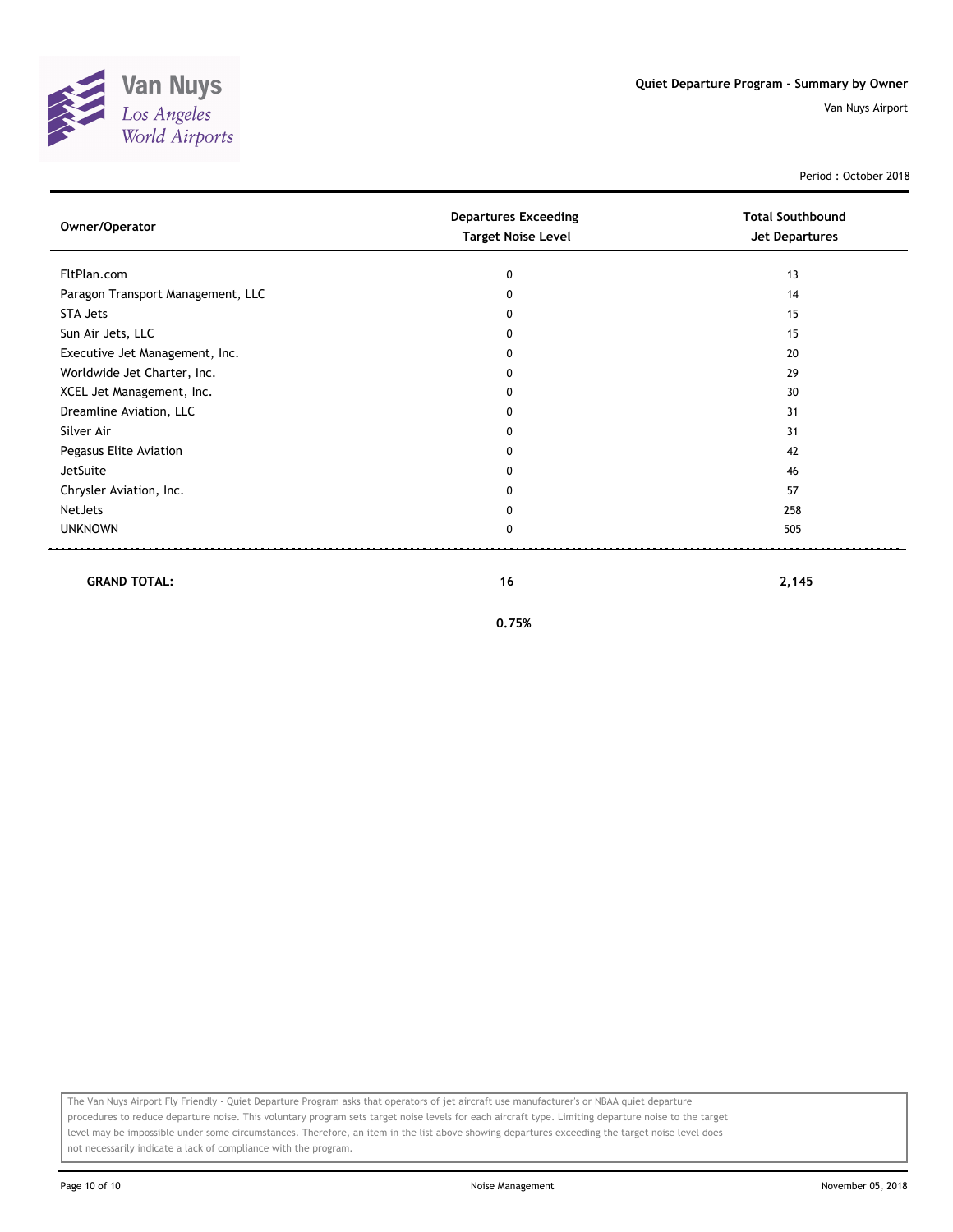Van Nuys
Los Angeles
World Airports

**Quiet Departure Program - Summary by Owner**

Van Nuys Airport

Period : October 2018

| Owner/Operator | Departures Exceeding Target Noise Level | Total Southbound Jet Departures |
|---|---|---|
| FltPlan.com | 0 | 13 |
| Paragon Transport Management, LLC | 0 | 14 |
| STA Jets | 0 | 15 |
| Sun Air Jets, LLC | 0 | 15 |
| Executive Jet Management, Inc. | 0 | 20 |
| Worldwide Jet Charter, Inc. | 0 | 29 |
| XCEL Jet Management, Inc. | 0 | 30 |
| Dreamline Aviation, LLC | 0 | 31 |
| Silver Air | 0 | 31 |
| Pegasus Elite Aviation | 0 | 42 |
| JetSuite | 0 | 46 |
| Chrysler Aviation, Inc. | 0 | 57 |
| NetJets | 0 | 258 |
| UNKNOWN | 0 | 505 |
| **GRAND TOTAL:** | **16** | **2,145** |
| | **0.75%** | |

The Van Nuys Airport Fly Friendly - Quiet Departure Program asks that operators of jet aircraft use manufacturer's or NBAA quiet departure procedures to reduce departure noise. This voluntary program sets target noise levels for each aircraft type. Limiting departure noise to the target level may be impossible under some circumstances. Therefore, an item in the list above showing departures exceeding the target noise level does not necessarily indicate a lack of compliance with the program.

Noise Management

November 05, 2018